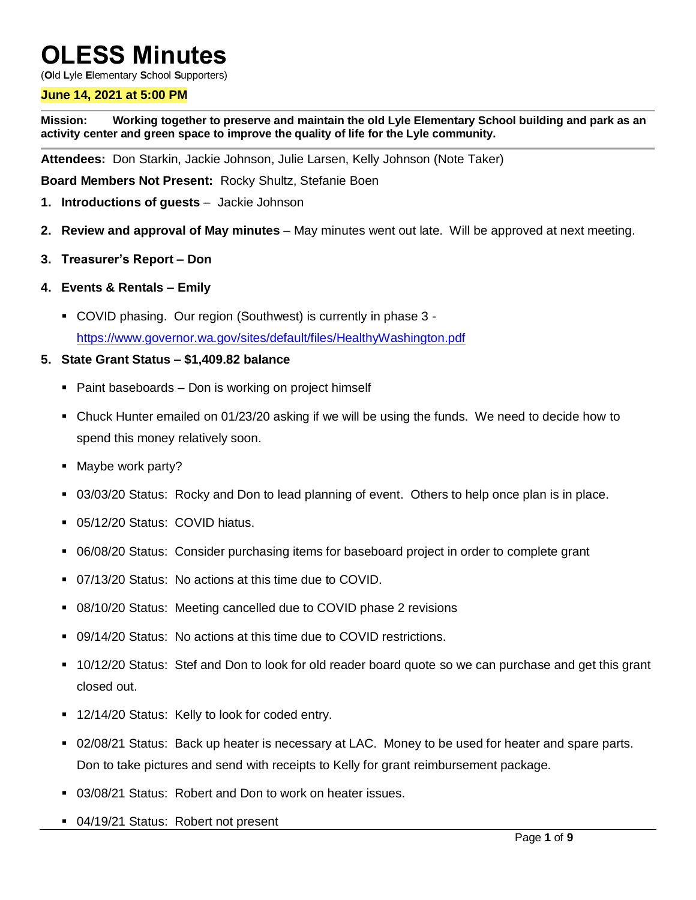# OLESS Minutes

(**O**ld **L**yle **E**lementary **S**chool **S**upporters)

**June 14, 2021 at 5:00 PM**

**Mission: Working together to preserve and maintain the old Lyle Elementary School building and park as an activity center and green space to improve the quality of life for the Lyle community.**

**Attendees:** Don Starkin, Jackie Johnson, Julie Larsen, Kelly Johnson (Note Taker)

**Board Members Not Present:** Rocky Shultz, Stefanie Boen

1. **Introductions of guests** – Jackie Johnson
2. **Review and approval of May minutes** – May minutes went out late. Will be approved at next meeting.
3. **Treasurer's Report – Don**
4. **Events & Rentals – Emily**
   - COVID phasing. Our region (Southwest) is currently in phase 3 - https://www.governor.wa.gov/sites/default/files/HealthyWashington.pdf
5. **State Grant Status – $1,409.82 balance**
   - Paint baseboards – Don is working on project himself
   - Chuck Hunter emailed on 01/23/20 asking if we will be using the funds. We need to decide how to spend this money relatively soon.
   - Maybe work party?
   - 03/03/20 Status: Rocky and Don to lead planning of event. Others to help once plan is in place.
   - 05/12/20 Status: COVID hiatus.
   - 06/08/20 Status: Consider purchasing items for baseboard project in order to complete grant
   - 07/13/20 Status: No actions at this time due to COVID.
   - 08/10/20 Status: Meeting cancelled due to COVID phase 2 revisions
   - 09/14/20 Status: No actions at this time due to COVID restrictions.
   - 10/12/20 Status: Stef and Don to look for old reader board quote so we can purchase and get this grant closed out.
   - 12/14/20 Status: Kelly to look for coded entry.
   - 02/08/21 Status: Back up heater is necessary at LAC. Money to be used for heater and spare parts. Don to take pictures and send with receipts to Kelly for grant reimbursement package.
   - 03/08/21 Status: Robert and Don to work on heater issues.
   - 04/19/21 Status: Robert not present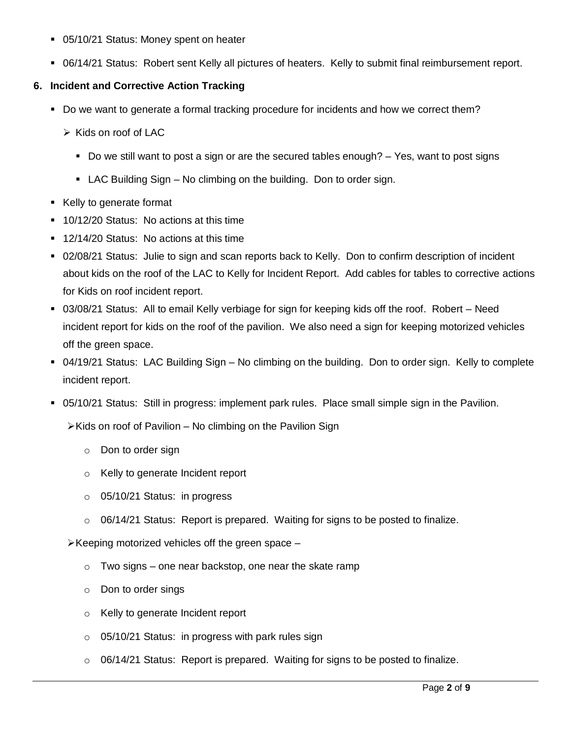- 05/10/21 Status: Money spent on heater
- 06/14/21 Status: Robert sent Kelly all pictures of heaters. Kelly to submit final reimbursement report.

**6. Incident and Corrective Action Tracking**

- Do we want to generate a formal tracking procedure for incidents and how we correct them?
  - Kids on roof of LAC
    - Do we still want to post a sign or are the secured tables enough? – Yes, want to post signs
    - LAC Building Sign – No climbing on the building. Don to order sign.
- Kelly to generate format
- 10/12/20 Status: No actions at this time
- 12/14/20 Status: No actions at this time
- 02/08/21 Status: Julie to sign and scan reports back to Kelly. Don to confirm description of incident about kids on the roof of the LAC to Kelly for Incident Report. Add cables for tables to corrective actions for Kids on roof incident report.
- 03/08/21 Status: All to email Kelly verbiage for sign for keeping kids off the roof. Robert – Need incident report for kids on the roof of the pavilion. We also need a sign for keeping motorized vehicles off the green space.
- 04/19/21 Status: LAC Building Sign – No climbing on the building. Don to order sign. Kelly to complete incident report.
- 05/10/21 Status: Still in progress: implement park rules. Place small simple sign in the Pavilion.
  - Kids on roof of Pavilion – No climbing on the Pavilion Sign
    - Don to order sign
    - Kelly to generate Incident report
    - 05/10/21 Status: in progress
    - 06/14/21 Status: Report is prepared. Waiting for signs to be posted to finalize.
  - Keeping motorized vehicles off the green space –
    - Two signs – one near backstop, one near the skate ramp
    - Don to order sings
    - Kelly to generate Incident report
    - 05/10/21 Status: in progress with park rules sign
    - 06/14/21 Status: Report is prepared. Waiting for signs to be posted to finalize.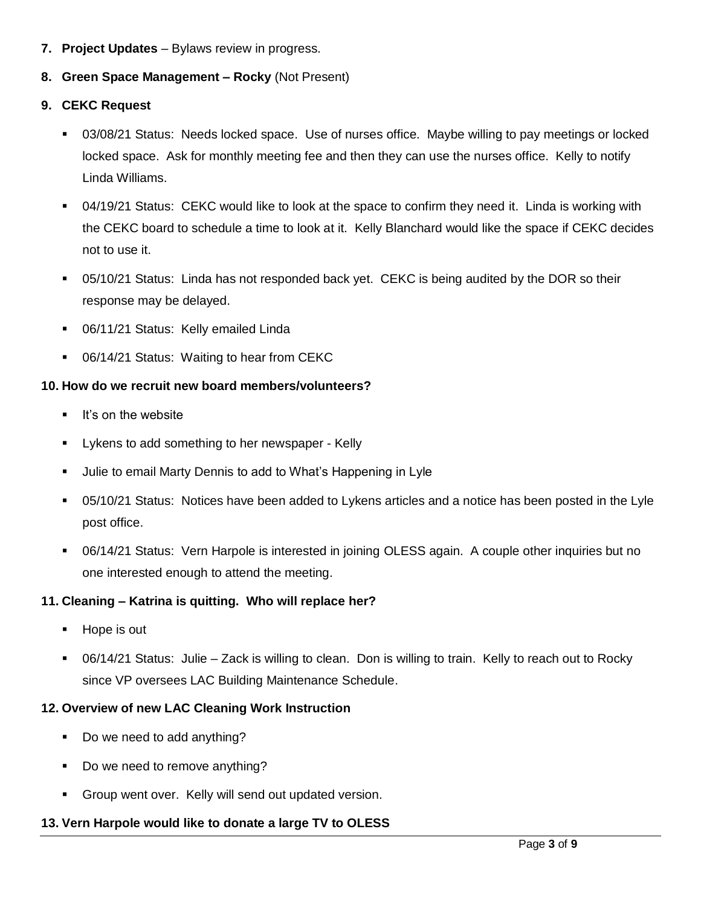7. **Project Updates** – Bylaws review in progress.

8. **Green Space Management – Rocky** (Not Present)

9. **CEKC Request**

   - 03/08/21 Status: Needs locked space. Use of nurses office. Maybe willing to pay meetings or locked locked space. Ask for monthly meeting fee and then they can use the nurses office. Kelly to notify Linda Williams.
   - 04/19/21 Status: CEKC would like to look at the space to confirm they need it. Linda is working with the CEKC board to schedule a time to look at it. Kelly Blanchard would like the space if CEKC decides not to use it.
   - 05/10/21 Status: Linda has not responded back yet. CEKC is being audited by the DOR so their response may be delayed.
   - 06/11/21 Status: Kelly emailed Linda
   - 06/14/21 Status: Waiting to hear from CEKC

10. **How do we recruit new board members/volunteers?**

    - It's on the website
    - Lykens to add something to her newspaper - Kelly
    - Julie to email Marty Dennis to add to What's Happening in Lyle
    - 05/10/21 Status: Notices have been added to Lykens articles and a notice has been posted in the Lyle post office.
    - 06/14/21 Status: Vern Harpole is interested in joining OLESS again. A couple other inquiries but no one interested enough to attend the meeting.

11. **Cleaning – Katrina is quitting. Who will replace her?**

    - Hope is out
    - 06/14/21 Status: Julie – Zack is willing to clean. Don is willing to train. Kelly to reach out to Rocky since VP oversees LAC Building Maintenance Schedule.

12. **Overview of new LAC Cleaning Work Instruction**

    - Do we need to add anything?
    - Do we need to remove anything?
    - Group went over. Kelly will send out updated version.

13. **Vern Harpole would like to donate a large TV to OLESS**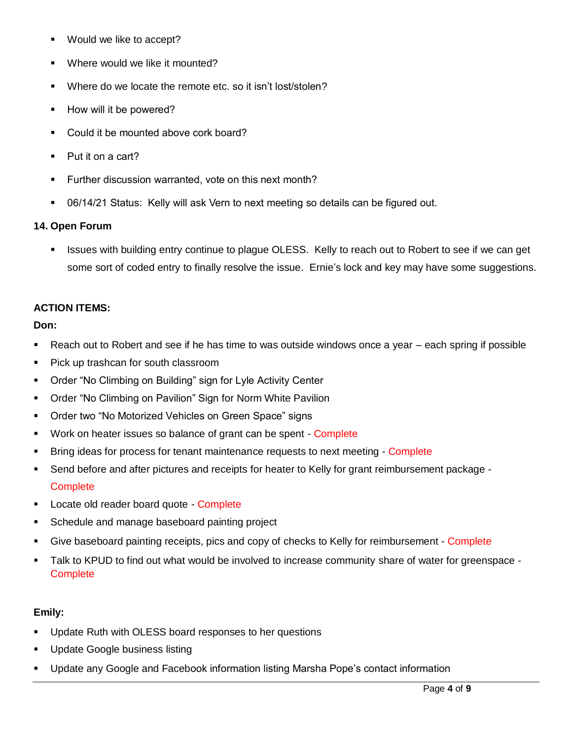- Would we like to accept?
- Where would we like it mounted?
- Where do we locate the remote etc. so it isn't lost/stolen?
- How will it be powered?
- Could it be mounted above cork board?
- Put it on a cart?
- Further discussion warranted, vote on this next month?
- 06/14/21 Status: Kelly will ask Vern to next meeting so details can be figured out.

**14. Open Forum**

- Issues with building entry continue to plague OLESS. Kelly to reach out to Robert to see if we can get some sort of coded entry to finally resolve the issue. Ernie's lock and key may have some suggestions.

**ACTION ITEMS:**

**Don:**

- Reach out to Robert and see if he has time to was outside windows once a year – each spring if possible
- Pick up trashcan for south classroom
- Order "No Climbing on Building" sign for Lyle Activity Center
- Order "No Climbing on Pavilion" Sign for Norm White Pavilion
- Order two "No Motorized Vehicles on Green Space" signs
- Work on heater issues so balance of grant can be spent - Complete
- Bring ideas for process for tenant maintenance requests to next meeting - Complete
- Send before and after pictures and receipts for heater to Kelly for grant reimbursement package - Complete
- Locate old reader board quote - Complete
- Schedule and manage baseboard painting project
- Give baseboard painting receipts, pics and copy of checks to Kelly for reimbursement - Complete
- Talk to KPUD to find out what would be involved to increase community share of water for greenspace - Complete

**Emily:**

- Update Ruth with OLESS board responses to her questions
- Update Google business listing
- Update any Google and Facebook information listing Marsha Pope's contact information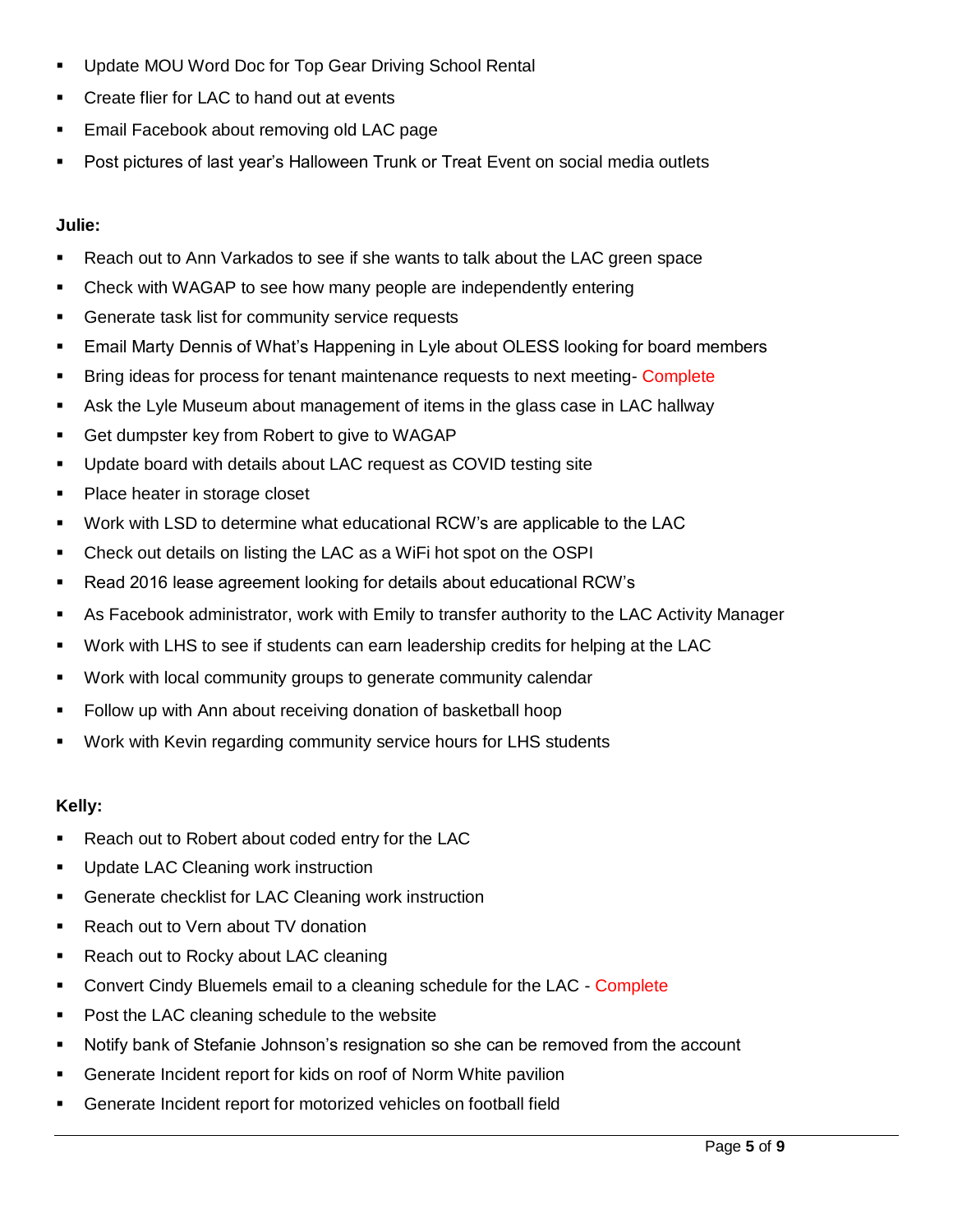- Update MOU Word Doc for Top Gear Driving School Rental
- Create flier for LAC to hand out at events
- Email Facebook about removing old LAC page
- Post pictures of last year's Halloween Trunk or Treat Event on social media outlets

**Julie:**

- Reach out to Ann Varkados to see if she wants to talk about the LAC green space
- Check with WAGAP to see how many people are independently entering
- Generate task list for community service requests
- Email Marty Dennis of What's Happening in Lyle about OLESS looking for board members
- Bring ideas for process for tenant maintenance requests to next meeting- Complete
- Ask the Lyle Museum about management of items in the glass case in LAC hallway
- Get dumpster key from Robert to give to WAGAP
- Update board with details about LAC request as COVID testing site
- Place heater in storage closet
- Work with LSD to determine what educational RCW's are applicable to the LAC
- Check out details on listing the LAC as a WiFi hot spot on the OSPI
- Read 2016 lease agreement looking for details about educational RCW's
- As Facebook administrator, work with Emily to transfer authority to the LAC Activity Manager
- Work with LHS to see if students can earn leadership credits for helping at the LAC
- Work with local community groups to generate community calendar
- Follow up with Ann about receiving donation of basketball hoop
- Work with Kevin regarding community service hours for LHS students

**Kelly:**

- Reach out to Robert about coded entry for the LAC
- Update LAC Cleaning work instruction
- Generate checklist for LAC Cleaning work instruction
- Reach out to Vern about TV donation
- Reach out to Rocky about LAC cleaning
- Convert Cindy Bluemels email to a cleaning schedule for the LAC - Complete
- Post the LAC cleaning schedule to the website
- Notify bank of Stefanie Johnson's resignation so she can be removed from the account
- Generate Incident report for kids on roof of Norm White pavilion
- Generate Incident report for motorized vehicles on football field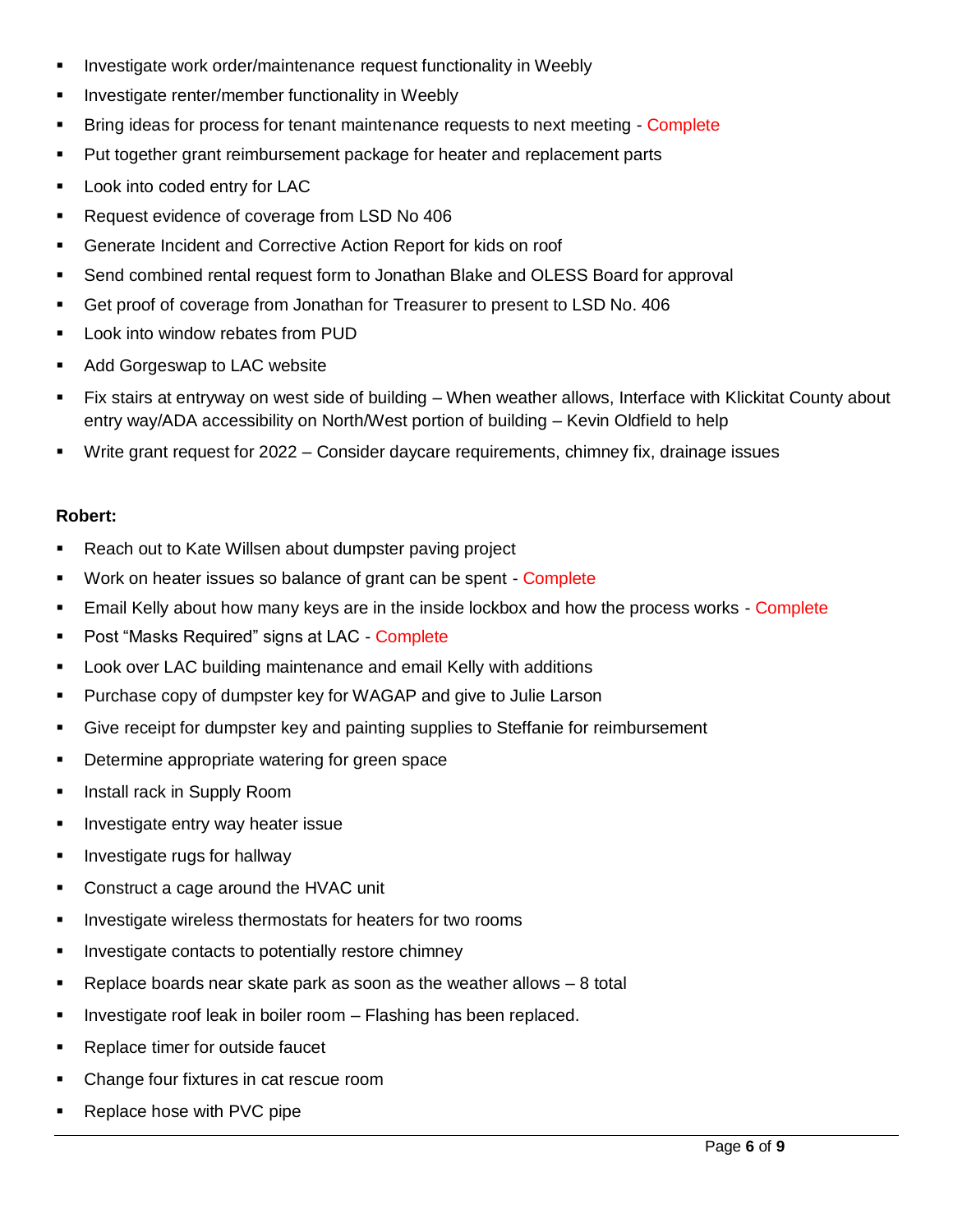- Investigate work order/maintenance request functionality in Weebly
- Investigate renter/member functionality in Weebly
- Bring ideas for process for tenant maintenance requests to next meeting - Complete
- Put together grant reimbursement package for heater and replacement parts
- Look into coded entry for LAC
- Request evidence of coverage from LSD No 406
- Generate Incident and Corrective Action Report for kids on roof
- Send combined rental request form to Jonathan Blake and OLESS Board for approval
- Get proof of coverage from Jonathan for Treasurer to present to LSD No. 406
- Look into window rebates from PUD
- Add Gorgeswap to LAC website
- Fix stairs at entryway on west side of building – When weather allows, Interface with Klickitat County about entry way/ADA accessibility on North/West portion of building – Kevin Oldfield to help
- Write grant request for 2022 – Consider daycare requirements, chimney fix, drainage issues

**Robert:**

- Reach out to Kate Willsen about dumpster paving project
- Work on heater issues so balance of grant can be spent - Complete
- Email Kelly about how many keys are in the inside lockbox and how the process works - Complete
- Post "Masks Required" signs at LAC - Complete
- Look over LAC building maintenance and email Kelly with additions
- Purchase copy of dumpster key for WAGAP and give to Julie Larson
- Give receipt for dumpster key and painting supplies to Steffanie for reimbursement
- Determine appropriate watering for green space
- Install rack in Supply Room
- Investigate entry way heater issue
- Investigate rugs for hallway
- Construct a cage around the HVAC unit
- Investigate wireless thermostats for heaters for two rooms
- Investigate contacts to potentially restore chimney
- Replace boards near skate park as soon as the weather allows – 8 total
- Investigate roof leak in boiler room – Flashing has been replaced.
- Replace timer for outside faucet
- Change four fixtures in cat rescue room
- Replace hose with PVC pipe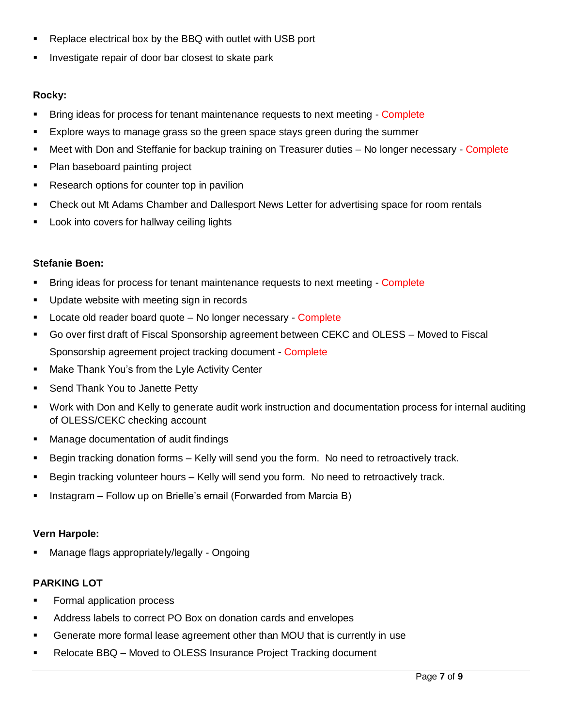- Replace electrical box by the BBQ with outlet with USB port
- Investigate repair of door bar closest to skate park

**Rocky:**

- Bring ideas for process for tenant maintenance requests to next meeting - Complete
- Explore ways to manage grass so the green space stays green during the summer
- Meet with Don and Steffanie for backup training on Treasurer duties – No longer necessary - Complete
- Plan baseboard painting project
- Research options for counter top in pavilion
- Check out Mt Adams Chamber and Dallesport News Letter for advertising space for room rentals
- Look into covers for hallway ceiling lights

**Stefanie Boen:**

- Bring ideas for process for tenant maintenance requests to next meeting - Complete
- Update website with meeting sign in records
- Locate old reader board quote – No longer necessary - Complete
- Go over first draft of Fiscal Sponsorship agreement between CEKC and OLESS – Moved to Fiscal Sponsorship agreement project tracking document - Complete
- Make Thank You's from the Lyle Activity Center
- Send Thank You to Janette Petty
- Work with Don and Kelly to generate audit work instruction and documentation process for internal auditing of OLESS/CEKC checking account
- Manage documentation of audit findings
- Begin tracking donation forms – Kelly will send you the form. No need to retroactively track.
- Begin tracking volunteer hours – Kelly will send you form. No need to retroactively track.
- Instagram – Follow up on Brielle's email (Forwarded from Marcia B)

**Vern Harpole:**

- Manage flags appropriately/legally - Ongoing

**PARKING LOT**

- Formal application process
- Address labels to correct PO Box on donation cards and envelopes
- Generate more formal lease agreement other than MOU that is currently in use
- Relocate BBQ – Moved to OLESS Insurance Project Tracking document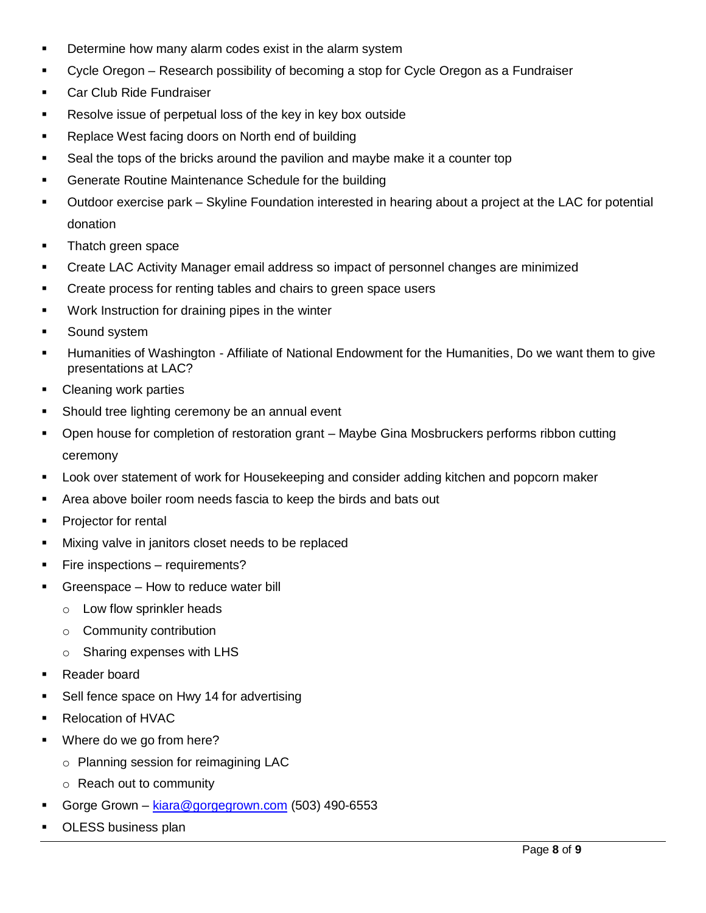- Determine how many alarm codes exist in the alarm system
- Cycle Oregon – Research possibility of becoming a stop for Cycle Oregon as a Fundraiser
- Car Club Ride Fundraiser
- Resolve issue of perpetual loss of the key in key box outside
- Replace West facing doors on North end of building
- Seal the tops of the bricks around the pavilion and maybe make it a counter top
- Generate Routine Maintenance Schedule for the building
- Outdoor exercise park – Skyline Foundation interested in hearing about a project at the LAC for potential donation
- Thatch green space
- Create LAC Activity Manager email address so impact of personnel changes are minimized
- Create process for renting tables and chairs to green space users
- Work Instruction for draining pipes in the winter
- Sound system
- Humanities of Washington - Affiliate of National Endowment for the Humanities, Do we want them to give presentations at LAC?
- Cleaning work parties
- Should tree lighting ceremony be an annual event
- Open house for completion of restoration grant – Maybe Gina Mosbruckers performs ribbon cutting ceremony
- Look over statement of work for Housekeeping and consider adding kitchen and popcorn maker
- Area above boiler room needs fascia to keep the birds and bats out
- Projector for rental
- Mixing valve in janitors closet needs to be replaced
- Fire inspections – requirements?
- Greenspace – How to reduce water bill
  - Low flow sprinkler heads
  - Community contribution
  - Sharing expenses with LHS
- Reader board
- Sell fence space on Hwy 14 for advertising
- Relocation of HVAC
- Where do we go from here?
  - Planning session for reimagining LAC
  - Reach out to community
- Gorge Grown – kiara@gorgegrown.com (503) 490-6553
- OLESS business plan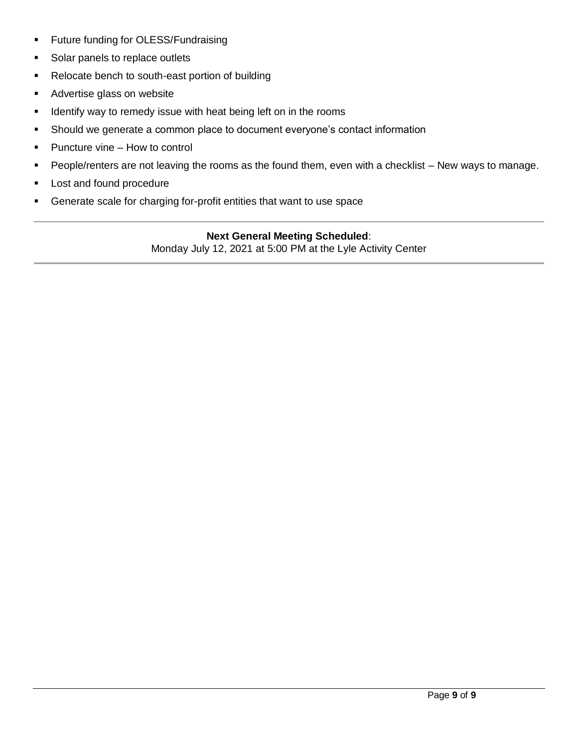- Future funding for OLESS/Fundraising
- Solar panels to replace outlets
- Relocate bench to south-east portion of building
- Advertise glass on website
- Identify way to remedy issue with heat being left on in the rooms
- Should we generate a common place to document everyone's contact information
- Puncture vine – How to control
- People/renters are not leaving the rooms as the found them, even with a checklist – New ways to manage.
- Lost and found procedure
- Generate scale for charging for-profit entities that want to use space

---

**Next General Meeting Scheduled**:
Monday July 12, 2021 at 5:00 PM at the Lyle Activity Center

---